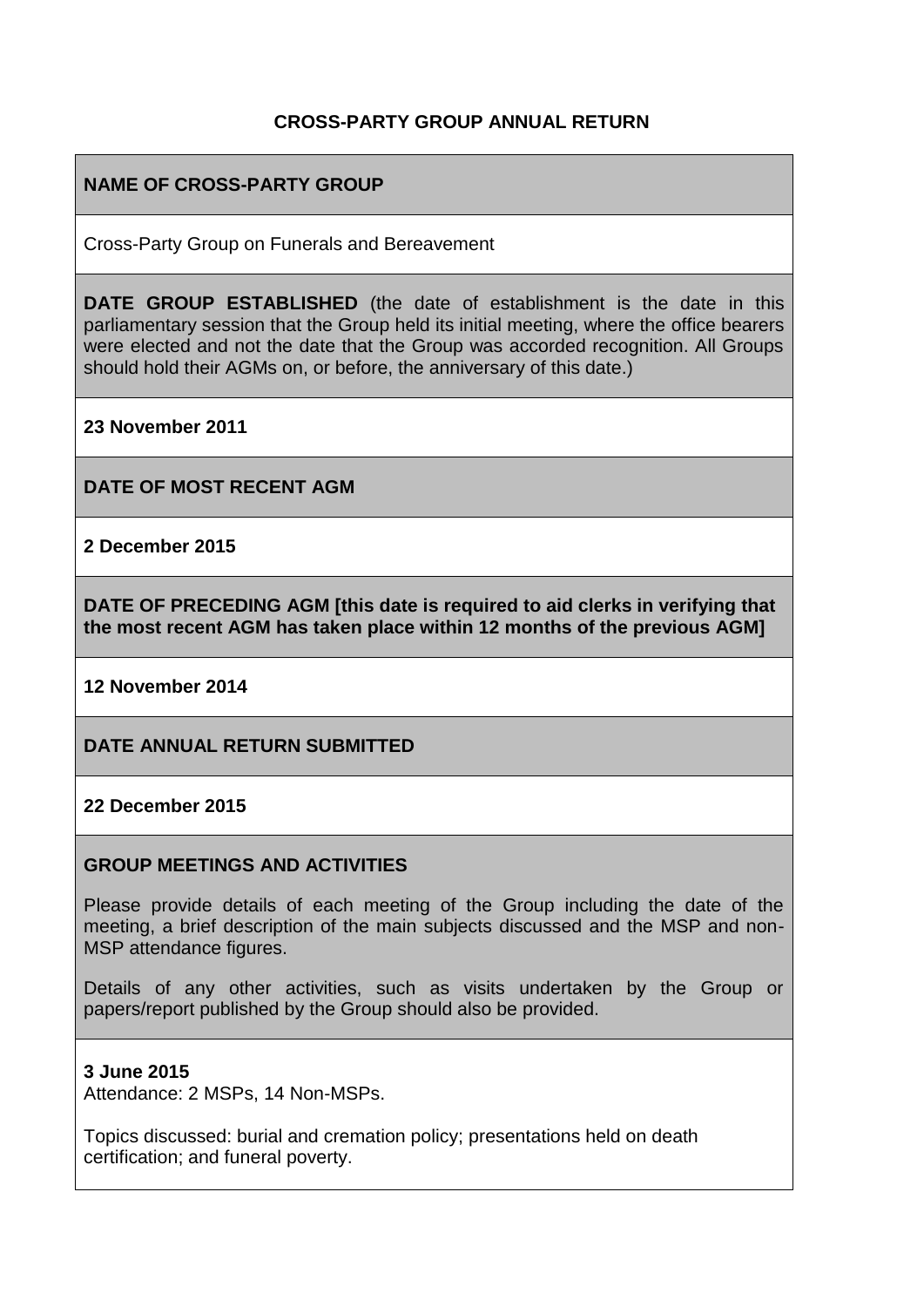# CROSS-PARTY GROUP ANNUAL RETURN

## NAME OF CROSS-PARTY GROUP

Cross-Party Group on Funerals and Bereavement

**DATE GROUP ESTABLISHED** (the date of establishment is the date in this parliamentary session that the Group held its initial meeting, where the office bearers were elected and not the date that the Group was accorded recognition. All Groups should hold their AGMs on, or before, the anniversary of this date.)

**23 November 2011**

## DATE OF MOST RECENT AGM

**2 December 2015**

## DATE OF PRECEDING AGM [this date is required to aid clerks in verifying that the most recent AGM has taken place within 12 months of the previous AGM]

**12 November 2014**

## DATE ANNUAL RETURN SUBMITTED

**22 December 2015**

## GROUP MEETINGS AND ACTIVITIES

Please provide details of each meeting of the Group including the date of the meeting, a brief description of the main subjects discussed and the MSP and non-MSP attendance figures.

Details of any other activities, such as visits undertaken by the Group or papers/report published by the Group should also be provided.

**3 June 2015**
Attendance: 2 MSPs, 14 Non-MSPs.

Topics discussed: burial and cremation policy; presentations held on death certification; and funeral poverty.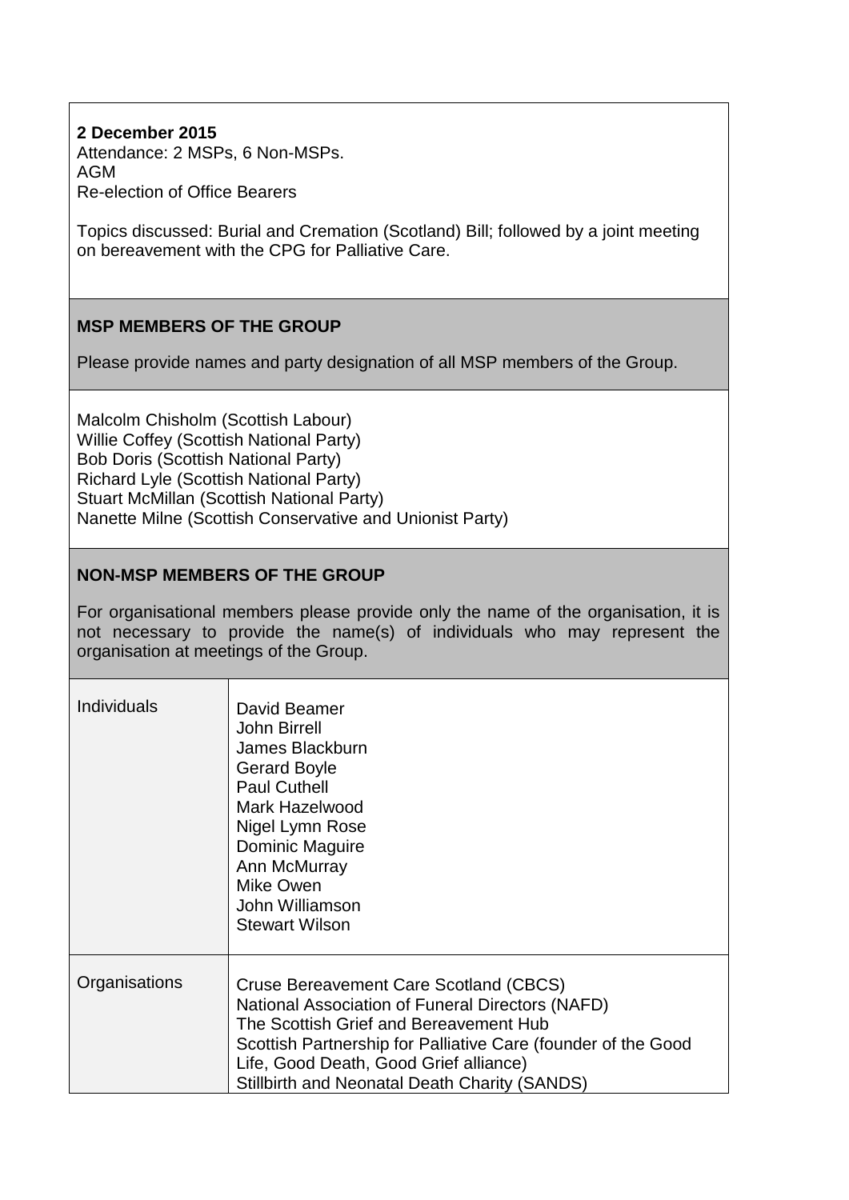**2 December 2015**
Attendance: 2 MSPs, 6 Non-MSPs.
AGM
Re-election of Office Bearers

Topics discussed: Burial and Cremation (Scotland) Bill; followed by a joint meeting on bereavement with the CPG for Palliative Care.

**MSP MEMBERS OF THE GROUP**

Please provide names and party designation of all MSP members of the Group.

Malcolm Chisholm (Scottish Labour)
Willie Coffey (Scottish National Party)
Bob Doris (Scottish National Party)
Richard Lyle (Scottish National Party)
Stuart McMillan (Scottish National Party)
Nanette Milne (Scottish Conservative and Unionist Party)

**NON-MSP MEMBERS OF THE GROUP**

For organisational members please provide only the name of the organisation, it is not necessary to provide the name(s) of individuals who may represent the organisation at meetings of the Group.

| | |
|---|---|
| Individuals | David Beamer<br>John Birrell<br>James Blackburn<br>Gerard Boyle<br>Paul Cuthell<br>Mark Hazelwood<br>Nigel Lymn Rose<br>Dominic Maguire<br>Ann McMurray<br>Mike Owen<br>John Williamson<br>Stewart Wilson |
| Organisations | Cruse Bereavement Care Scotland (CBCS)<br>National Association of Funeral Directors (NAFD)<br>The Scottish Grief and Bereavement Hub<br>Scottish Partnership for Palliative Care (founder of the Good Life, Good Death, Good Grief alliance)<br>Stillbirth and Neonatal Death Charity (SANDS) |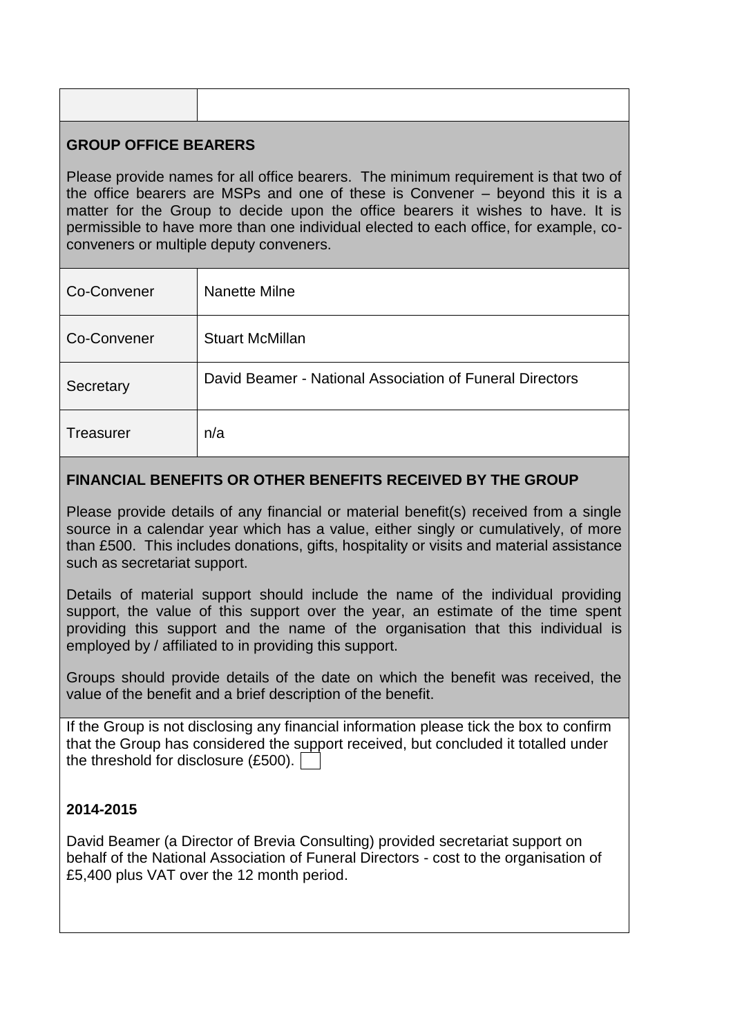| | |
|---|---|

## GROUP OFFICE BEARERS

Please provide names for all office bearers. The minimum requirement is that two of the office bearers are MSPs and one of these is Convener – beyond this it is a matter for the Group to decide upon the office bearers it wishes to have. It is permissible to have more than one individual elected to each office, for example, co-conveners or multiple deputy conveners.

| | |
|---|---|
| Co-Convener | Nanette Milne |
| Co-Convener | Stuart McMillan |
| Secretary | David Beamer - National Association of Funeral Directors |
| Treasurer | n/a |

## FINANCIAL BENEFITS OR OTHER BENEFITS RECEIVED BY THE GROUP

Please provide details of any financial or material benefit(s) received from a single source in a calendar year which has a value, either singly or cumulatively, of more than £500. This includes donations, gifts, hospitality or visits and material assistance such as secretariat support.

Details of material support should include the name of the individual providing support, the value of this support over the year, an estimate of the time spent providing this support and the name of the organisation that this individual is employed by / affiliated to in providing this support.

Groups should provide details of the date on which the benefit was received, the value of the benefit and a brief description of the benefit.

If the Group is not disclosing any financial information please tick the box to confirm that the Group has considered the support received, but concluded it totalled under the threshold for disclosure (£500). ☐

**2014-2015**

David Beamer (a Director of Brevia Consulting) provided secretariat support on behalf of the National Association of Funeral Directors - cost to the organisation of £5,400 plus VAT over the 12 month period.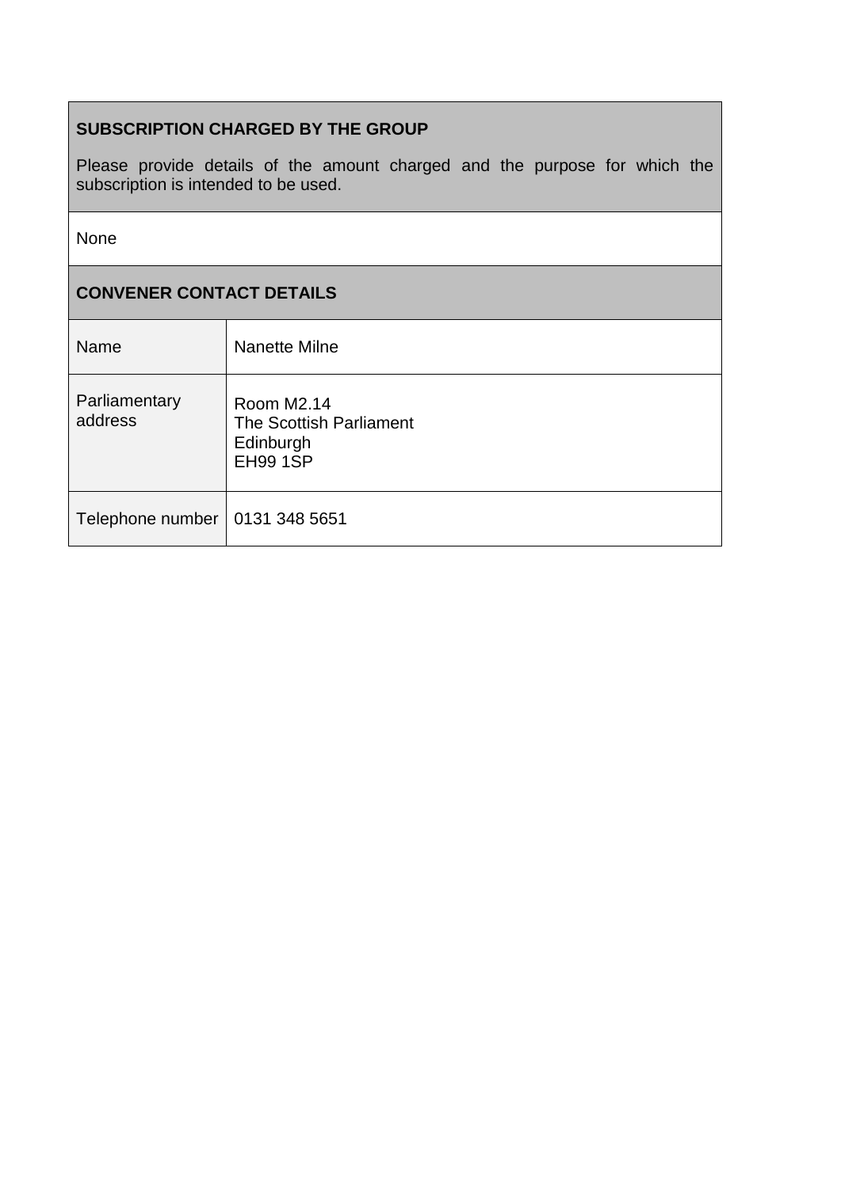| SUBSCRIPTION CHARGED BY THE GROUP<br><br>Please provide details of the amount charged and the purpose for which the subscription is intended to be used. | |
| --- | --- |
| None | |
| **CONVENER CONTACT DETAILS** | |
| Name | Nanette Milne |
| Parliamentary address | Room M2.14<br>The Scottish Parliament<br>Edinburgh<br>EH99 1SP |
| Telephone number | 0131 348 5651 |